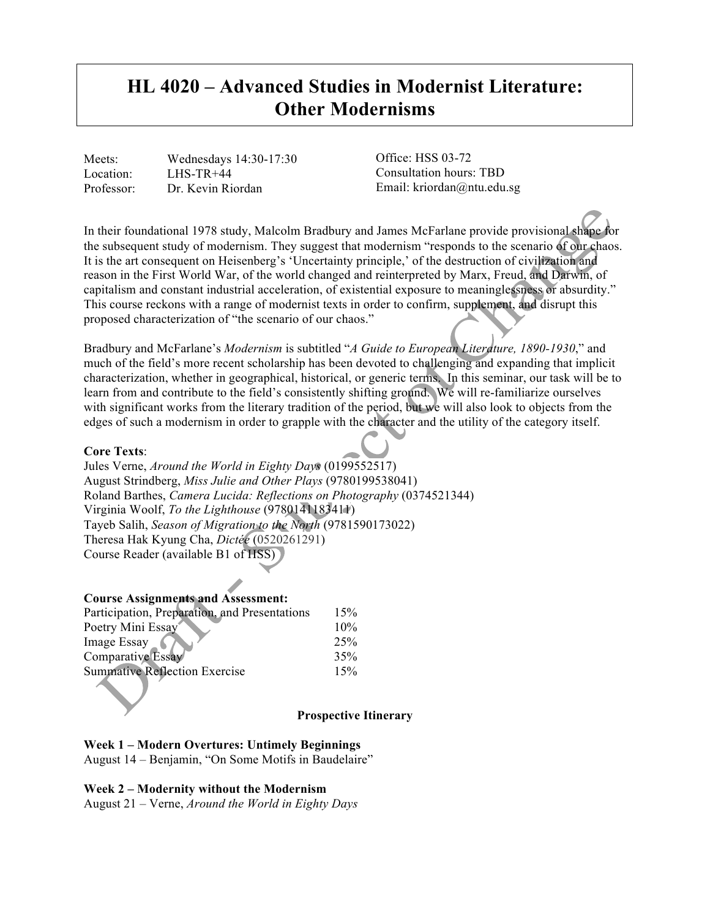# HL 4020 – Advanced Studies in Modernist Literature: Other Modernisms

| | | |
|---|---|---|
| Meets: | Wednesdays 14:30-17:30 | Office: HSS 03-72 |
| Location: | LHS-TR+44 | Consultation hours: TBD |
| Professor: | Dr. Kevin Riordan | Email: kriordan@ntu.edu.sg |

In their foundational 1978 study, Malcolm Bradbury and James McFarlane provide provisional shape for the subsequent study of modernism. They suggest that modernism "responds to the scenario of our chaos. It is the art consequent on Heisenberg's 'Uncertainty principle,' of the destruction of civilization and reason in the First World War, of the world changed and reinterpreted by Marx, Freud, and Darwin, of capitalism and constant industrial acceleration, of existential exposure to meaninglessness or absurdity." This course reckons with a range of modernist texts in order to confirm, supplement, and disrupt this proposed characterization of "the scenario of our chaos."

Bradbury and McFarlane's *Modernism* is subtitled "*A Guide to European Literature, 1890-1930*," and much of the field's more recent scholarship has been devoted to challenging and expanding that implicit characterization, whether in geographical, historical, or generic terms. In this seminar, our task will be to learn from and contribute to the field's consistently shifting ground. We will re-familiarize ourselves with significant works from the literary tradition of the period, but we will also look to objects from the edges of such a modernism in order to grapple with the character and the utility of the category itself.

**Core Texts**:
Jules Verne, *Around the World in Eighty Days* (0199552517)
August Strindberg, *Miss Julie and Other Plays* (9780199538041)
Roland Barthes, *Camera Lucida: Reflections on Photography* (0374521344)
Virginia Woolf, *To the Lighthouse* (9780141183411)
Tayeb Salih, *Season of Migration to the North* (9781590173022)
Theresa Hak Kyung Cha, *Dictée* (0520261291)
Course Reader (available B1 of HSS)

**Course Assignments and Assessment:**

| | |
|---|---|
| Participation, Preparation, and Presentations | 15% |
| Poetry Mini Essay | 10% |
| Image Essay | 25% |
| Comparative Essay | 35% |
| Summative Reflection Exercise | 15% |

**Prospective Itinerary**

**Week 1 – Modern Overtures: Untimely Beginnings**
August 14 – Benjamin, "On Some Motifs in Baudelaire"

**Week 2 – Modernity without the Modernism**
August 21 – Verne, *Around the World in Eighty Days*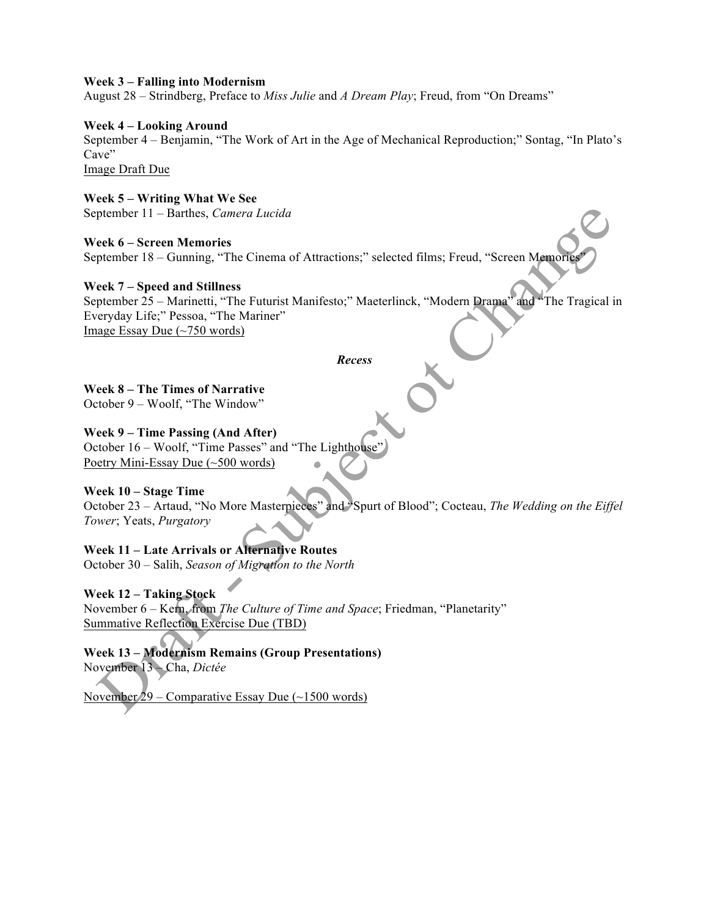**Week 3 – Falling into Modernism**
August 28 – Strindberg, Preface to *Miss Julie* and *A Dream Play*; Freud, from "On Dreams"

**Week 4 – Looking Around**
September 4 – Benjamin, "The Work of Art in the Age of Mechanical Reproduction;" Sontag, "In Plato's Cave"
<u>Image Draft Due</u>

**Week 5 – Writing What We See**
September 11 – Barthes, *Camera Lucida*

**Week 6 – Screen Memories**
September 18 – Gunning, "The Cinema of Attractions;" selected films; Freud, "Screen Memories"

**Week 7 – Speed and Stillness**
September 25 – Marinetti, "The Futurist Manifesto;" Maeterlinck, "Modern Drama" and "The Tragical in Everyday Life;" Pessoa, "The Mariner"
<u>Image Essay Due (~750 words)</u>

***Recess***

**Week 8 – The Times of Narrative**
October 9 – Woolf, "The Window"

**Week 9 – Time Passing (And After)**
October 16 – Woolf, "Time Passes" and "The Lighthouse"
<u>Poetry Mini-Essay Due (~500 words)</u>

**Week 10 – Stage Time**
October 23 – Artaud, "No More Masterpieces" and "Spurt of Blood"; Cocteau, *The Wedding on the Eiffel Tower*; Yeats, *Purgatory*

**Week 11 – Late Arrivals or Alternative Routes**
October 30 – Salih, *Season of Migration to the North*

**Week 12 – Taking Stock**
November 6 – Kern, from *The Culture of Time and Space*; Friedman, "Planetarity"
<u>Summative Reflection Exercise Due (TBD)</u>

**Week 13 – Modernism Remains (Group Presentations)**
November 13 – Cha, *Dictée*

<u>November 29 – Comparative Essay Due (~1500 words)</u>